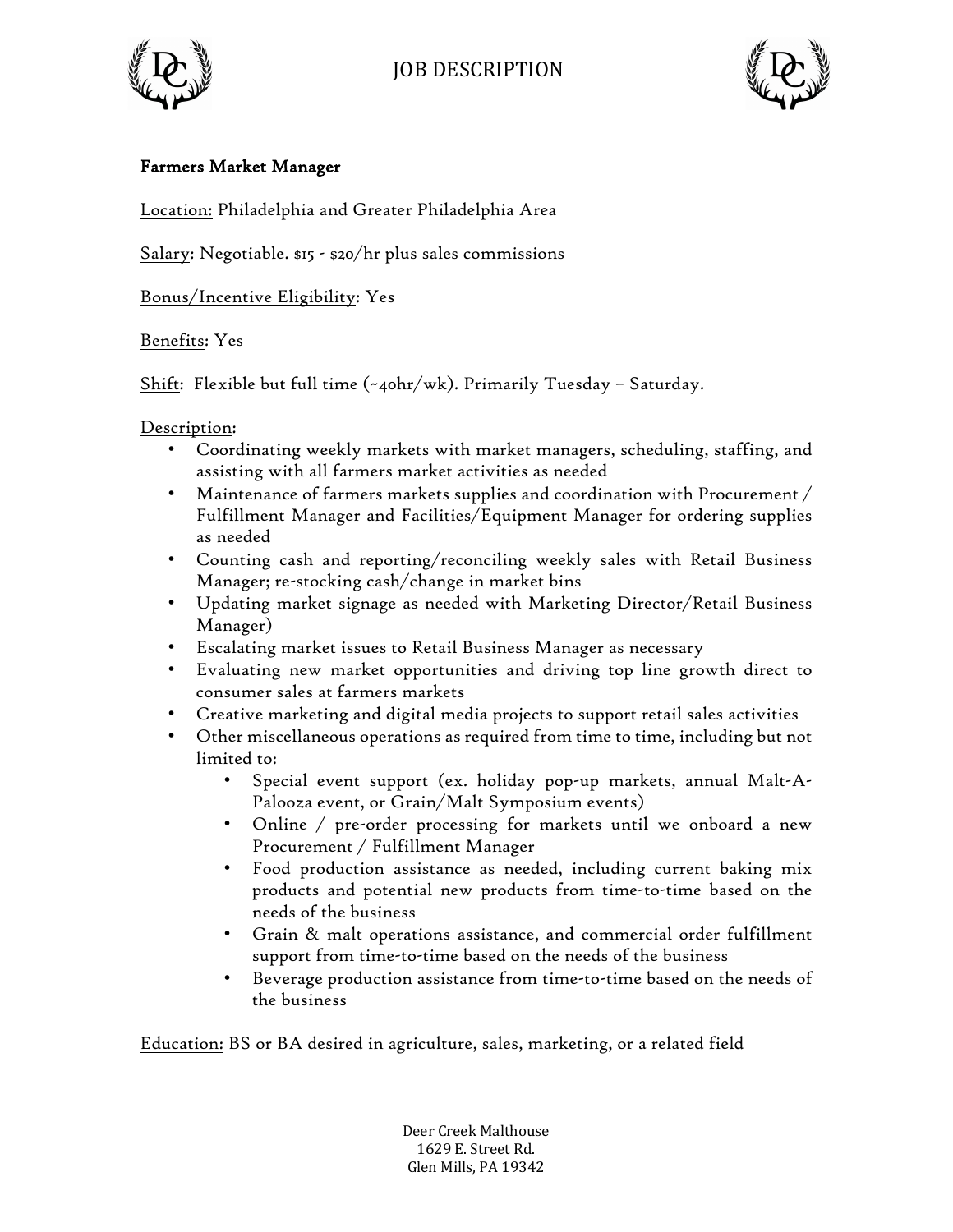# JOB DESCRIPTION

## Farmers Market Manager

Location: Philadelphia and Greater Philadelphia Area

Salary: Negotiable. $15 - $20/hr plus sales commissions

Bonus/Incentive Eligibility: Yes

Benefits: Yes

Shift: Flexible but full time (~40hr/wk). Primarily Tuesday – Saturday.

Description:

- Coordinating weekly markets with market managers, scheduling, staffing, and assisting with all farmers market activities as needed
- Maintenance of farmers markets supplies and coordination with Procurement / Fulfillment Manager and Facilities/Equipment Manager for ordering supplies as needed
- Counting cash and reporting/reconciling weekly sales with Retail Business Manager; re-stocking cash/change in market bins
- Updating market signage as needed with Marketing Director/Retail Business Manager)
- Escalating market issues to Retail Business Manager as necessary
- Evaluating new market opportunities and driving top line growth direct to consumer sales at farmers markets
- Creative marketing and digital media projects to support retail sales activities
- Other miscellaneous operations as required from time to time, including but not limited to:
    - Special event support (ex. holiday pop-up markets, annual Malt-A-Palooza event, or Grain/Malt Symposium events)
    - Online / pre-order processing for markets until we onboard a new Procurement / Fulfillment Manager
    - Food production assistance as needed, including current baking mix products and potential new products from time-to-time based on the needs of the business
    - Grain & malt operations assistance, and commercial order fulfillment support from time-to-time based on the needs of the business
    - Beverage production assistance from time-to-time based on the needs of the business

Education: BS or BA desired in agriculture, sales, marketing, or a related field

Deer Creek Malthouse
1629 E. Street Rd.
Glen Mills, PA 19342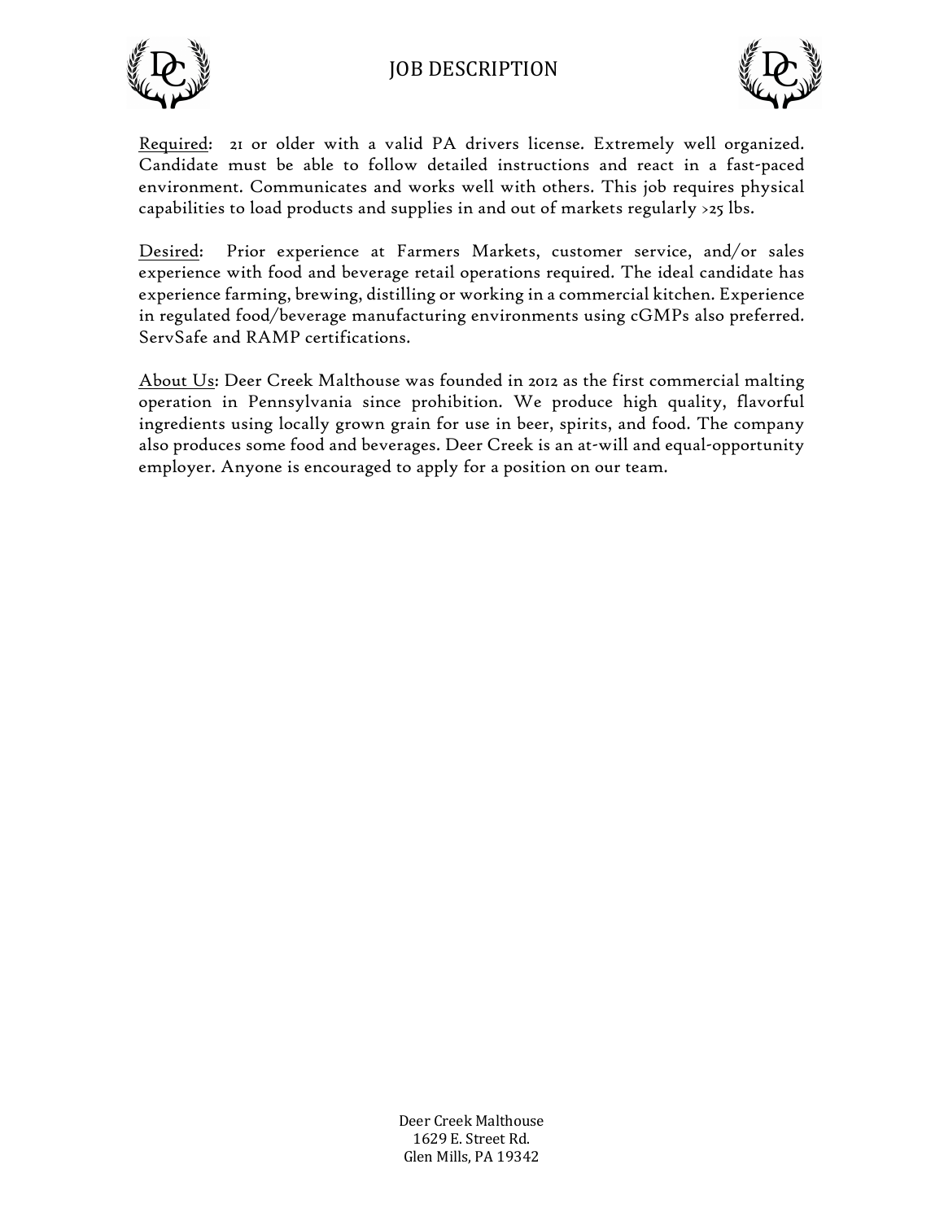# JOB DESCRIPTION

Required: 21 or older with a valid PA drivers license. Extremely well organized. Candidate must be able to follow detailed instructions and react in a fast-paced environment. Communicates and works well with others. This job requires physical capabilities to load products and supplies in and out of markets regularly >25 lbs.

Desired: Prior experience at Farmers Markets, customer service, and/or sales experience with food and beverage retail operations required. The ideal candidate has experience farming, brewing, distilling or working in a commercial kitchen. Experience in regulated food/beverage manufacturing environments using cGMPs also preferred. ServSafe and RAMP certifications.

About Us: Deer Creek Malthouse was founded in 2012 as the first commercial malting operation in Pennsylvania since prohibition. We produce high quality, flavorful ingredients using locally grown grain for use in beer, spirits, and food. The company also produces some food and beverages. Deer Creek is an at-will and equal-opportunity employer. Anyone is encouraged to apply for a position on our team.

Deer Creek Malthouse
1629 E. Street Rd.
Glen Mills, PA 19342